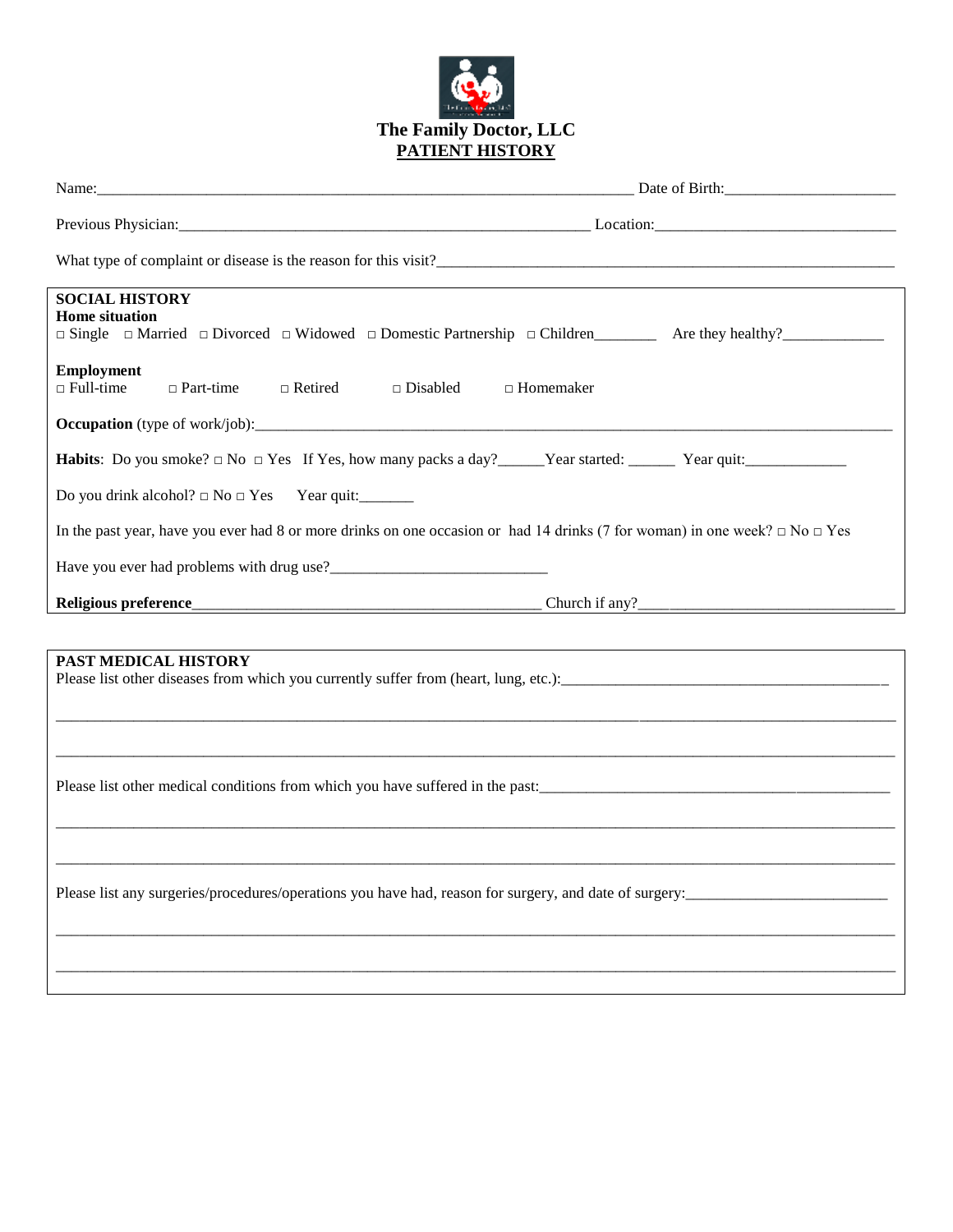# The Family Doctor, LLC

## PATIENT HISTORY

Name:_______________________________________________ Date of Birth:____________________

Previous Physician:_____________________________________ Location:___________________________

What type of complaint or disease is the reason for this visit?_____________________________________________

---

### SOCIAL HISTORY

**Home situation**

□ Single □ Married □ Divorced □ Widowed □ Domestic Partnership □ Children_______ Are they healthy?____________

**Employment**

□ Full-time □ Part-time □ Retired □ Disabled □ Homemaker

**Occupation** (type of work/job):_______________________________________________________________

**Habits**: Do you smoke? □ No □ Yes If Yes, how many packs a day?_____Year started: ______ Year quit:____________

Do you drink alcohol? □ No □ Yes Year quit:_______

In the past year, have you ever had 8 or more drinks on one occasion or had 14 drinks (7 for woman) in one week? □ No □ Yes

Have you ever had problems with drug use?___________________________

**Religious preference**_____________________________________ Church if any?______________________________

---

### PAST MEDICAL HISTORY

Please list other diseases from which you currently suffer from (heart, lung, etc.):_________________________________________

_____________________________________________________________________________________________________

_____________________________________________________________________________________________________

Please list other medical conditions from which you have suffered in the past:_______________________________________

_____________________________________________________________________________________________________

_____________________________________________________________________________________________________

Please list any surgeries/procedures/operations you have had, reason for surgery, and date of surgery:__________________________

_____________________________________________________________________________________________________

_____________________________________________________________________________________________________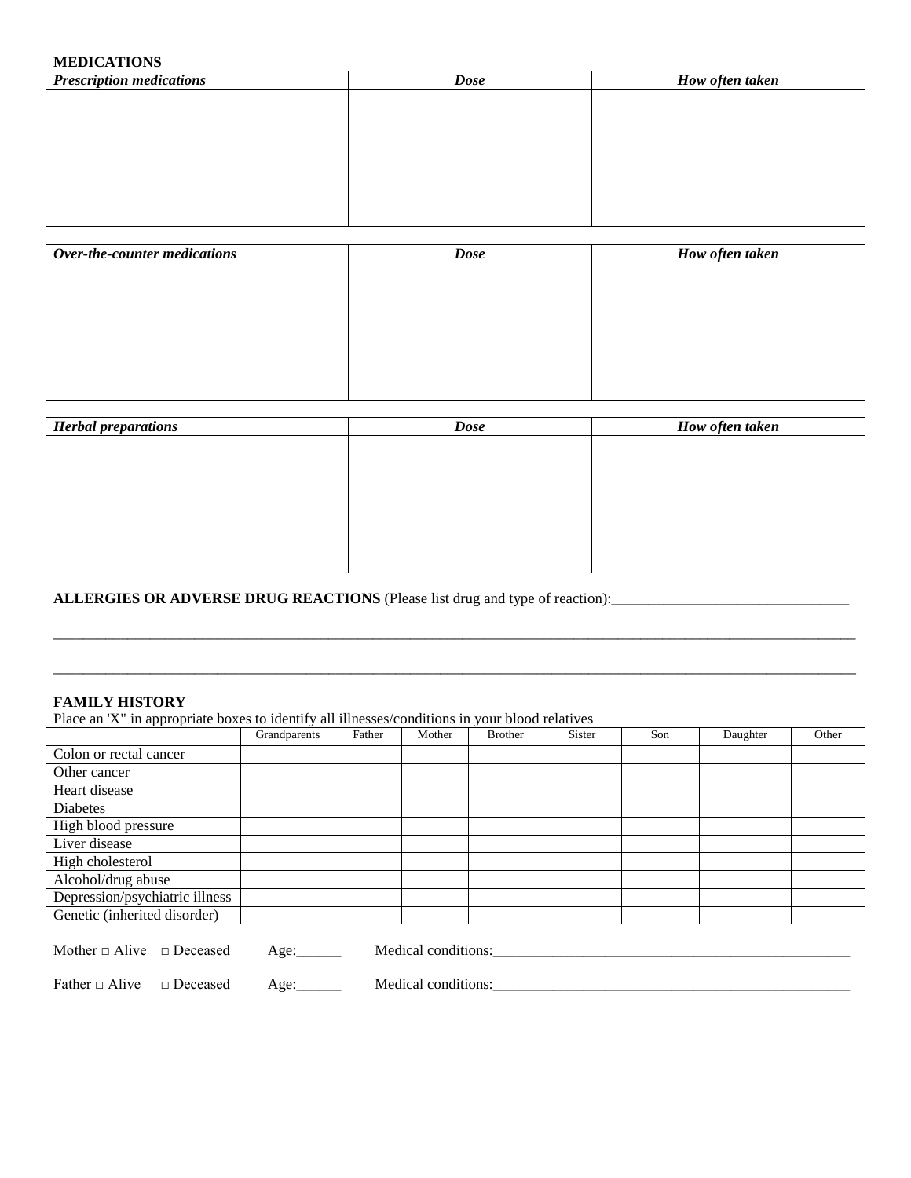**MEDICATIONS**

| ***Prescription medications*** | ***Dose*** | ***How often taken*** |
|---|---|---|
| | | |

| ***Over-the-counter medications*** | ***Dose*** | ***How often taken*** |
|---|---|---|
| | | |

| ***Herbal preparations*** | ***Dose*** | ***How often taken*** |
|---|---|---|
| | | |

**ALLERGIES OR ADVERSE DRUG REACTIONS** (Please list drug and type of reaction):________________________________

______________________________________________________________________________________________________________

______________________________________________________________________________________________________________

**FAMILY HISTORY**

Place an 'X" in appropriate boxes to identify all illnesses/conditions in your blood relatives

| | Grandparents | Father | Mother | Brother | Sister | Son | Daughter | Other |
|---|---|---|---|---|---|---|---|---|
| Colon or rectal cancer | | | | | | | | |
| Other cancer | | | | | | | | |
| Heart disease | | | | | | | | |
| Diabetes | | | | | | | | |
| High blood pressure | | | | | | | | |
| Liver disease | | | | | | | | |
| High cholesterol | | | | | | | | |
| Alcohol/drug abuse | | | | | | | | |
| Depression/psychiatric illness | | | | | | | | |
| Genetic (inherited disorder) | | | | | | | | |

Mother □ Alive □ Deceased Age:______ Medical conditions:__________________________________________________

Father □ Alive □ Deceased Age:______ Medical conditions:__________________________________________________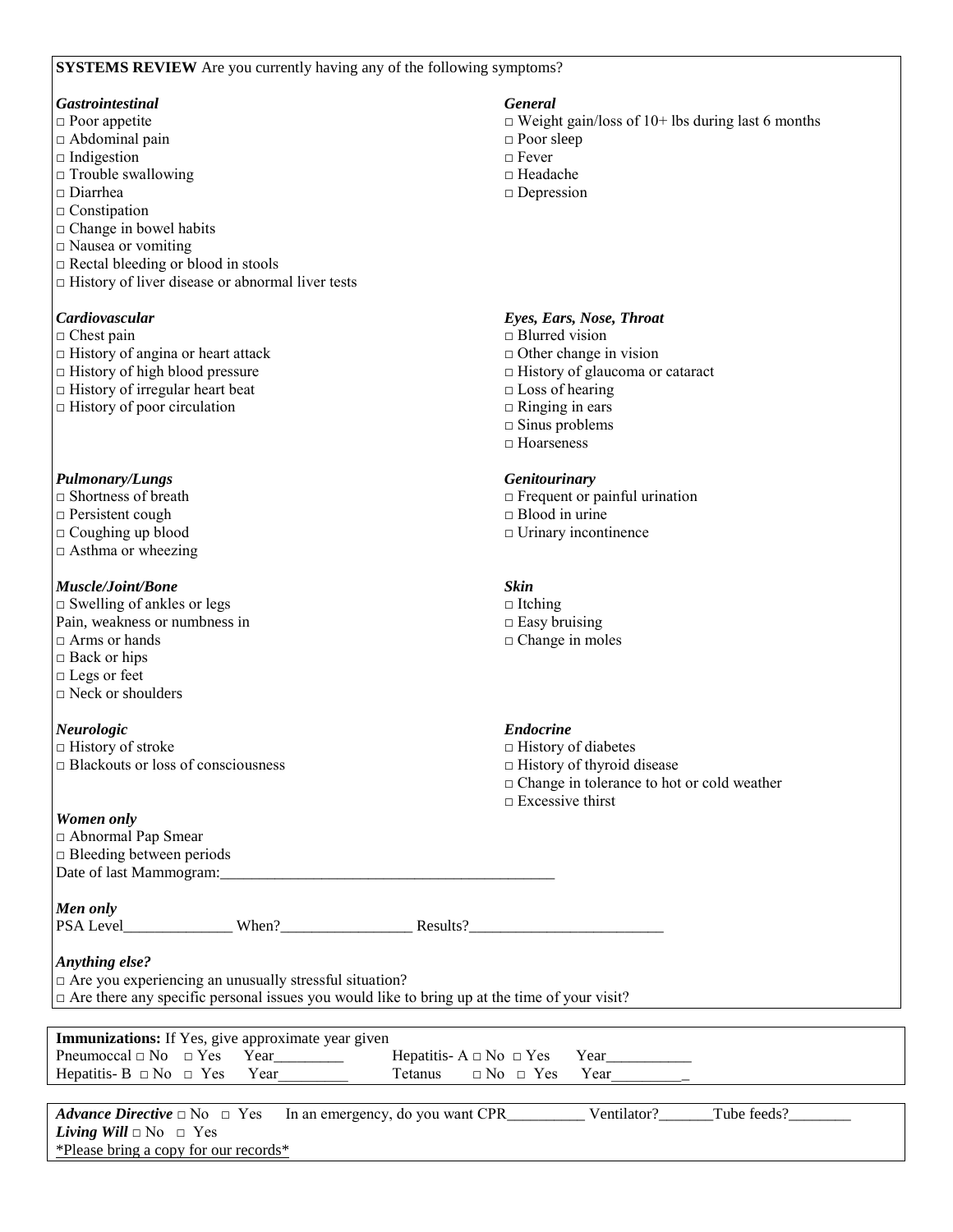**SYSTEMS REVIEW** Are you currently having any of the following symptoms?

***Gastrointestinal***

□ Poor appetite
□ Abdominal pain
□ Indigestion
□ Trouble swallowing
□ Diarrhea
□ Constipation
□ Change in bowel habits
□ Nausea or vomiting
□ Rectal bleeding or blood in stools
□ History of liver disease or abnormal liver tests

***General***

□ Weight gain/loss of 10+ lbs during last 6 months
□ Poor sleep
□ Fever
□ Headache
□ Depression

***Cardiovascular***

□ Chest pain
□ History of angina or heart attack
□ History of high blood pressure
□ History of irregular heart beat
□ History of poor circulation

***Eyes, Ears, Nose, Throat***

□ Blurred vision
□ Other change in vision
□ History of glaucoma or cataract
□ Loss of hearing
□ Ringing in ears
□ Sinus problems
□ Hoarseness

***Pulmonary/Lungs***

□ Shortness of breath
□ Persistent cough
□ Coughing up blood
□ Asthma or wheezing

***Genitourinary***

□ Frequent or painful urination
□ Blood in urine
□ Urinary incontinence

***Muscle/Joint/Bone***

□ Swelling of ankles or legs
Pain, weakness or numbness in
□ Arms or hands
□ Back or hips
□ Legs or feet
□ Neck or shoulders

***Skin***

□ Itching
□ Easy bruising
□ Change in moles

***Neurologic***

□ History of stroke
□ Blackouts or loss of consciousness

***Endocrine***

□ History of diabetes
□ History of thyroid disease
□ Change in tolerance to hot or cold weather
□ Excessive thirst

***Women only***

□ Abnormal Pap Smear
□ Bleeding between periods
Date of last Mammogram:___________________________________________

***Men only***

PSA Level______________ When?_________________ Results?_________________________

***Anything else?***

□ Are you experiencing an unusually stressful situation?
□ Are there any specific personal issues you would like to bring up at the time of your visit?

**Immunizations:** If Yes, give approximate year given

Pneumoccal □ No □ Yes Year_________ Hepatitis- A □ No □ Yes Year___________
Hepatitis- B □ No □ Yes Year_________ Tetanus □ No □ Yes Year_________

***Advance Directive*** □ No □ Yes In an emergency, do you want CPR__________ Ventilator?_______Tube feeds?________
***Living Will*** □ No □ Yes
*Please bring a copy for our records*